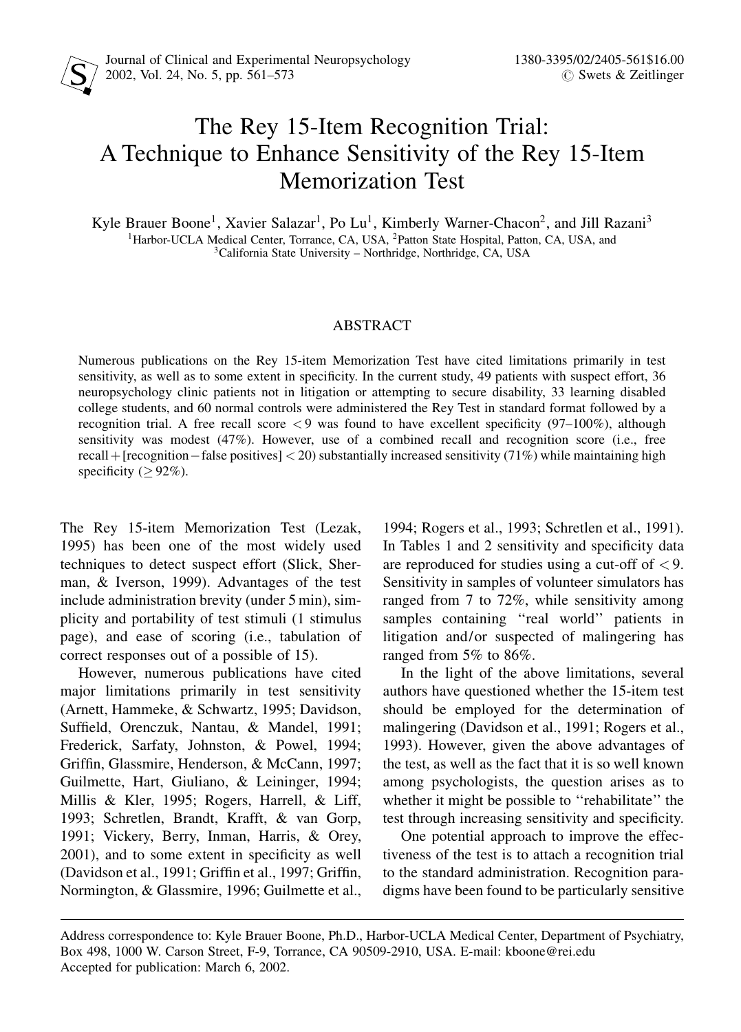# The Rey 15-Item Recognition Trial: A Technique to Enhance Sensitivity of the Rey 15-Item Memorization Test

Kyle Brauer Boone[1], Xavier Salazar[1], Po Lu[1], Kimberly Warner-Chacon[2], and Jill Razani[3]

[1]Harbor-UCLA Medical Center, Torrance, CA, USA, [2]Patton State Hospital, Patton, CA, USA, and [3]California State University – Northridge, Northridge, CA, USA

## ABSTRACT

Numerous publications on the Rey 15-item Memorization Test have cited limitations primarily in test sensitivity, as well as to some extent in specificity. In the current study, 49 patients with suspect effort, 36 neuropsychology clinic patients not in litigation or attempting to secure disability, 33 learning disabled college students, and 60 normal controls were administered the Rey Test in standard format followed by a recognition trial. A free recall score $<9$ was found to have excellent specificity (97–100%), although sensitivity was modest (47%). However, use of a combined recall and recognition score (i.e., free recall + [recognition − false positives] $<20$) substantially increased sensitivity (71%) while maintaining high specificity ($\geq 92\%$).

The Rey 15-item Memorization Test (Lezak, 1995) has been one of the most widely used techniques to detect suspect effort (Slick, Sherman, & Iverson, 1999). Advantages of the test include administration brevity (under 5 min), simplicity and portability of test stimuli (1 stimulus page), and ease of scoring (i.e., tabulation of correct responses out of a possible of 15).

However, numerous publications have cited major limitations primarily in test sensitivity (Arnett, Hammeke, & Schwartz, 1995; Davidson, Suffield, Orenczuk, Nantau, & Mandel, 1991; Frederick, Sarfaty, Johnston, & Powel, 1994; Griffin, Glassmire, Henderson, & McCann, 1997; Guilmette, Hart, Giuliano, & Leininger, 1994; Millis & Kler, 1995; Rogers, Harrell, & Liff, 1993; Schretlen, Brandt, Krafft, & van Gorp, 1991; Vickery, Berry, Inman, Harris, & Orey, 2001), and to some extent in specificity as well (Davidson et al., 1991; Griffin et al., 1997; Griffin, Normington, & Glassmire, 1996; Guilmette et al., 1994; Rogers et al., 1993; Schretlen et al., 1991). In Tables 1 and 2 sensitivity and specificity data are reproduced for studies using a cut-off of $<9$. Sensitivity in samples of volunteer simulators has ranged from 7 to 72%, while sensitivity among samples containing "real world" patients in litigation and/or suspected of malingering has ranged from 5% to 86%.

In the light of the above limitations, several authors have questioned whether the 15-item test should be employed for the determination of malingering (Davidson et al., 1991; Rogers et al., 1993). However, given the above advantages of the test, as well as the fact that it is so well known among psychologists, the question arises as to whether it might be possible to "rehabilitate" the test through increasing sensitivity and specificity.

One potential approach to improve the effectiveness of the test is to attach a recognition trial to the standard administration. Recognition paradigms have been found to be particularly sensitive

---

Address correspondence to: Kyle Brauer Boone, Ph.D., Harbor-UCLA Medical Center, Department of Psychiatry, Box 498, 1000 W. Carson Street, F-9, Torrance, CA 90509-2910, USA. E-mail: kboone@rei.edu

Accepted for publication: March 6, 2002.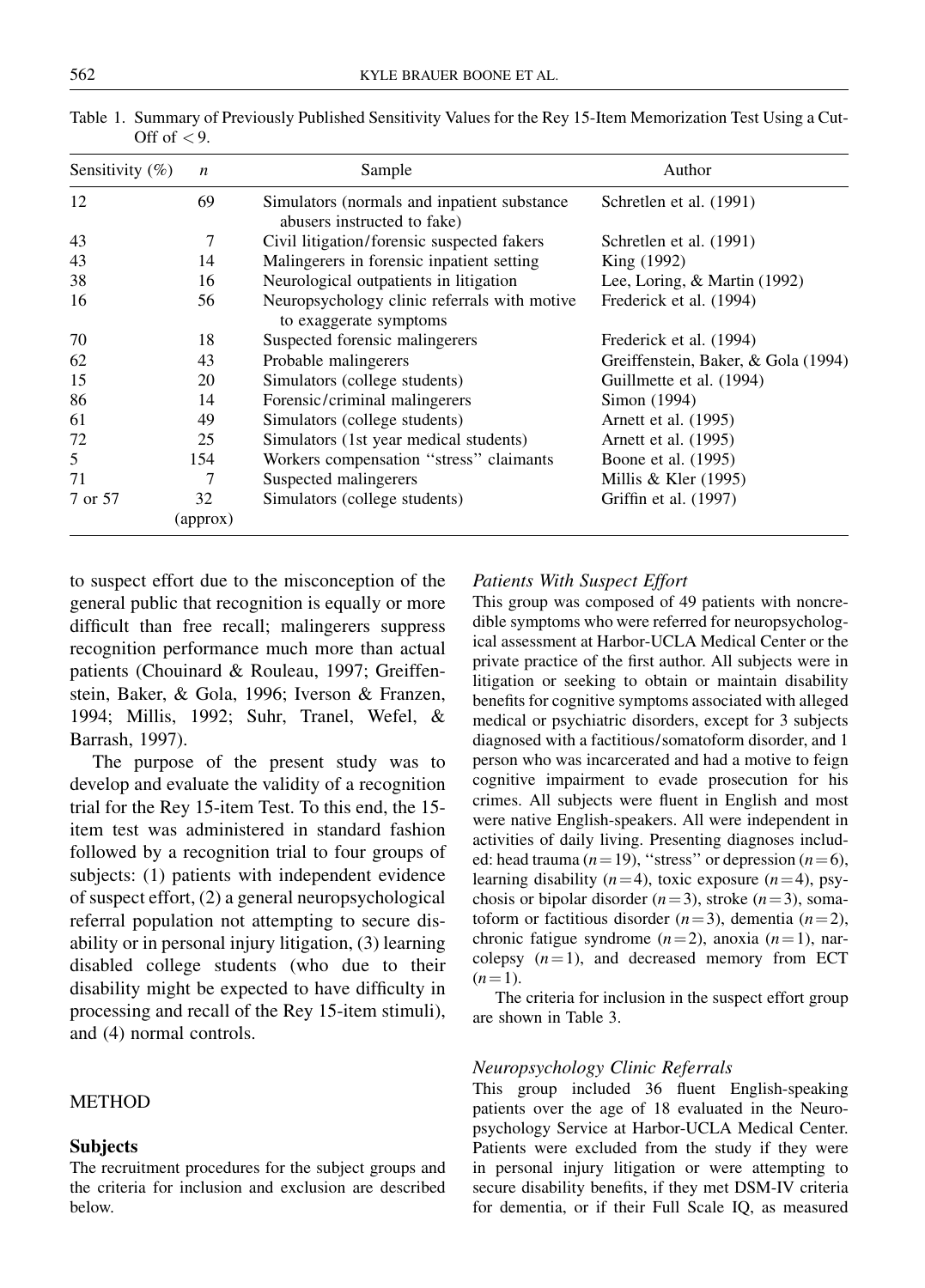Table 1. Summary of Previously Published Sensitivity Values for the Rey 15-Item Memorization Test Using a Cut-Off of < 9.

| Sensitivity (%) | *n* | Sample | Author |
|---|---|---|---|
| 12 | 69 | Simulators (normals and inpatient substance abusers instructed to fake) | Schretlen et al. (1991) |
| 43 | 7 | Civil litigation/forensic suspected fakers | Schretlen et al. (1991) |
| 43 | 14 | Malingerers in forensic inpatient setting | King (1992) |
| 38 | 16 | Neurological outpatients in litigation | Lee, Loring, & Martin (1992) |
| 16 | 56 | Neuropsychology clinic referrals with motive to exaggerate symptoms | Frederick et al. (1994) |
| 70 | 18 | Suspected forensic malingerers | Frederick et al. (1994) |
| 62 | 43 | Probable malingerers | Greiffenstein, Baker, & Gola (1994) |
| 15 | 20 | Simulators (college students) | Guillmette et al. (1994) |
| 86 | 14 | Forensic/criminal malingerers | Simon (1994) |
| 61 | 49 | Simulators (college students) | Arnett et al. (1995) |
| 72 | 25 | Simulators (1st year medical students) | Arnett et al. (1995) |
| 5 | 154 | Workers compensation "stress" claimants | Boone et al. (1995) |
| 71 | 7 | Suspected malingerers | Millis & Kler (1995) |
| 7 or 57 | 32 (approx) | Simulators (college students) | Griffin et al. (1997) |

to suspect effort due to the misconception of the general public that recognition is equally or more difficult than free recall; malingerers suppress recognition performance much more than actual patients (Chouinard & Rouleau, 1997; Greiffenstein, Baker, & Gola, 1996; Iverson & Franzen, 1994; Millis, 1992; Suhr, Tranel, Wefel, & Barrash, 1997).

The purpose of the present study was to develop and evaluate the validity of a recognition trial for the Rey 15-item Test. To this end, the 15-item test was administered in standard fashion followed by a recognition trial to four groups of subjects: (1) patients with independent evidence of suspect effort, (2) a general neuropsychological referral population not attempting to secure disability or in personal injury litigation, (3) learning disabled college students (who due to their disability might be expected to have difficulty in processing and recall of the Rey 15-item stimuli), and (4) normal controls.

## METHOD

### Subjects

The recruitment procedures for the subject groups and the criteria for inclusion and exclusion are described below.

#### *Patients With Suspect Effort*

This group was composed of 49 patients with noncredible symptoms who were referred for neuropsychological assessment at Harbor-UCLA Medical Center or the private practice of the first author. All subjects were in litigation or seeking to obtain or maintain disability benefits for cognitive symptoms associated with alleged medical or psychiatric disorders, except for 3 subjects diagnosed with a factitious/somatoform disorder, and 1 person who was incarcerated and had a motive to feign cognitive impairment to evade prosecution for his crimes. All subjects were fluent in English and most were native English-speakers. All were independent in activities of daily living. Presenting diagnoses included: head trauma ($n=19$), "stress" or depression ($n=6$), learning disability ($n=4$), toxic exposure ($n=4$), psychosis or bipolar disorder ($n=3$), stroke ($n=3$), somatoform or factitious disorder ($n=3$), dementia ($n=2$), chronic fatigue syndrome ($n=2$), anoxia ($n=1$), narcolepsy ($n=1$), and decreased memory from ECT ($n=1$).

The criteria for inclusion in the suspect effort group are shown in Table 3.

#### *Neuropsychology Clinic Referrals*

This group included 36 fluent English-speaking patients over the age of 18 evaluated in the Neuropsychology Service at Harbor-UCLA Medical Center. Patients were excluded from the study if they were in personal injury litigation or were attempting to secure disability benefits, if they met DSM-IV criteria for dementia, or if their Full Scale IQ, as measured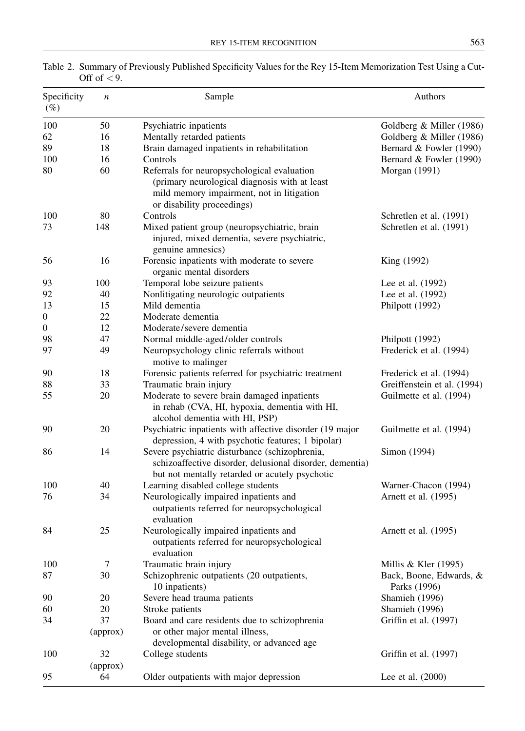Table 2. Summary of Previously Published Specificity Values for the Rey 15-Item Memorization Test Using a Cut-Off of < 9.

| Specificity (%) | $n$ | Sample | Authors |
|---|---|---|---|
| 100 | 50 | Psychiatric inpatients | Goldberg & Miller (1986) |
| 62 | 16 | Mentally retarded patients | Goldberg & Miller (1986) |
| 89 | 18 | Brain damaged inpatients in rehabilitation | Bernard & Fowler (1990) |
| 100 | 16 | Controls | Bernard & Fowler (1990) |
| 80 | 60 | Referrals for neuropsychological evaluation (primary neurological diagnosis with at least mild memory impairment, not in litigation or disability proceedings) | Morgan (1991) |
| 100 | 80 | Controls | Schretlen et al. (1991) |
| 73 | 148 | Mixed patient group (neuropsychiatric, brain injured, mixed dementia, severe psychiatric, genuine amnesics) | Schretlen et al. (1991) |
| 56 | 16 | Forensic inpatients with moderate to severe organic mental disorders | King (1992) |
| 93 | 100 | Temporal lobe seizure patients | Lee et al. (1992) |
| 92 | 40 | Nonlitigating neurologic outpatients | Lee et al. (1992) |
| 13 | 15 | Mild dementia | Philpott (1992) |
| 0 | 22 | Moderate dementia | |
| 0 | 12 | Moderate/severe dementia | |
| 98 | 47 | Normal middle-aged/older controls | Philpott (1992) |
| 97 | 49 | Neuropsychology clinic referrals without motive to malinger | Frederick et al. (1994) |
| 90 | 18 | Forensic patients referred for psychiatric treatment | Frederick et al. (1994) |
| 88 | 33 | Traumatic brain injury | Greiffenstein et al. (1994) |
| 55 | 20 | Moderate to severe brain damaged inpatients in rehab (CVA, HI, hypoxia, dementia with HI, alcohol dementia with HI, PSP) | Guilmette et al. (1994) |
| 90 | 20 | Psychiatric inpatients with affective disorder (19 major depression, 4 with psychotic features; 1 bipolar) | Guilmette et al. (1994) |
| 86 | 14 | Severe psychiatric disturbance (schizophrenia, schizoaffective disorder, delusional disorder, dementia) but not mentally retarded or acutely psychotic | Simon (1994) |
| 100 | 40 | Learning disabled college students | Warner-Chacon (1994) |
| 76 | 34 | Neurologically impaired inpatients and outpatients referred for neuropsychological evaluation | Arnett et al. (1995) |
| 84 | 25 | Neurologically impaired inpatients and outpatients referred for neuropsychological evaluation | Arnett et al. (1995) |
| 100 | 7 | Traumatic brain injury | Millis & Kler (1995) |
| 87 | 30 | Schizophrenic outpatients (20 outpatients, 10 inpatients) | Back, Boone, Edwards, & Parks (1996) |
| 90 | 20 | Severe head trauma patients | Shamieh (1996) |
| 60 | 20 | Stroke patients | Shamieh (1996) |
| 34 | 37 (approx) | Board and care residents due to schizophrenia or other major mental illness, developmental disability, or advanced age | Griffin et al. (1997) |
| 100 | 32 (approx) | College students | Griffin et al. (1997) |
| 95 | 64 | Older outpatients with major depression | Lee et al. (2000) |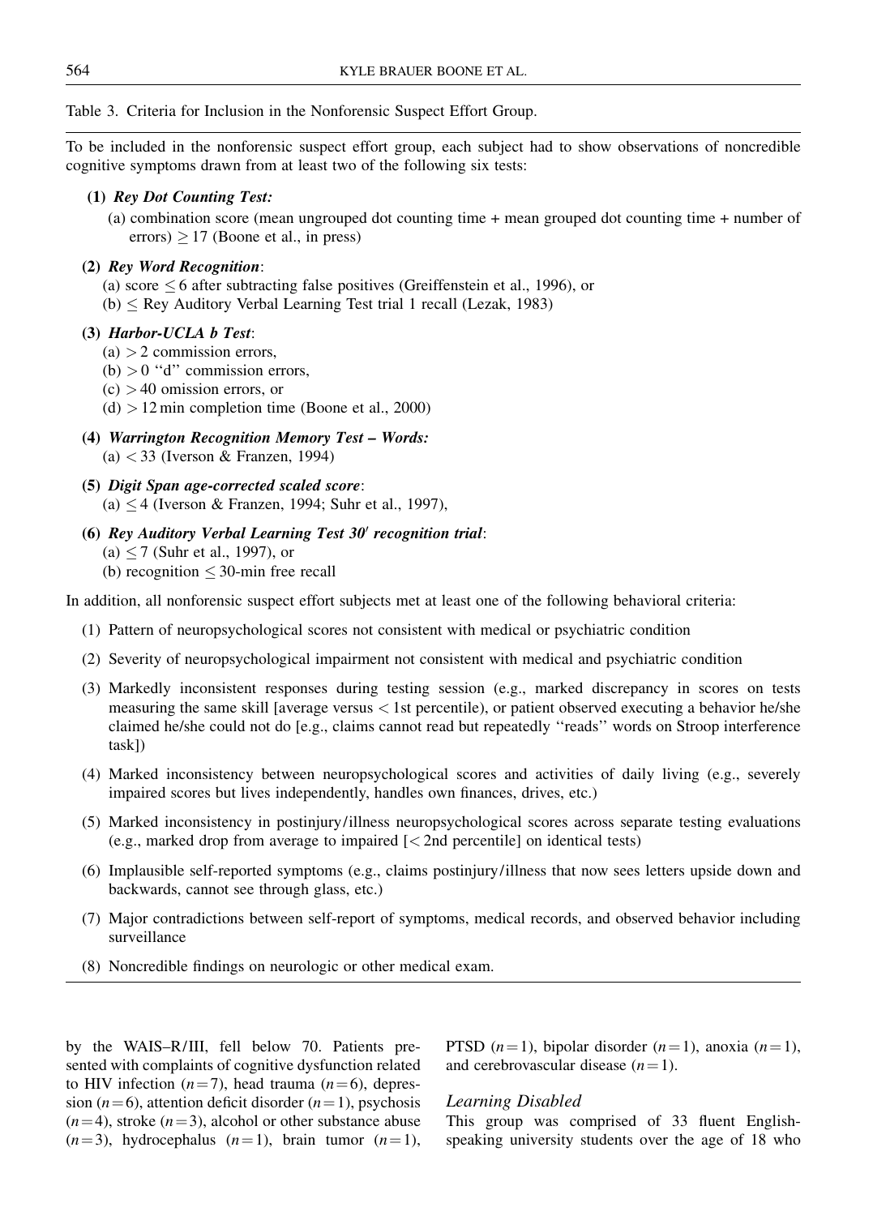Table 3. Criteria for Inclusion in the Nonforensic Suspect Effort Group.

To be included in the nonforensic suspect effort group, each subject had to show observations of noncredible cognitive symptoms drawn from at least two of the following six tests:

**(1)** ***Rey Dot Counting Test:***

(a) combination score (mean ungrouped dot counting time + mean grouped dot counting time + number of errors) $\geq 17$ (Boone et al., in press)

**(2)** ***Rey Word Recognition***:

(a) score $\leq 6$ after subtracting false positives (Greiffenstein et al., 1996), or

(b) $\leq$ Rey Auditory Verbal Learning Test trial 1 recall (Lezak, 1983)

**(3)** ***Harbor-UCLA b Test***:

(a) $> 2$ commission errors,

(b) $> 0$ "d" commission errors,

(c) $> 40$ omission errors, or

(d) $> 12$ min completion time (Boone et al., 2000)

**(4)** ***Warrington Recognition Memory Test – Words:***

(a) $< 33$ (Iverson & Franzen, 1994)

**(5)** ***Digit Span age-corrected scaled score***:

(a) $\leq 4$ (Iverson & Franzen, 1994; Suhr et al., 1997),

**(6)** ***Rey Auditory Verbal Learning Test 30′ recognition trial***:

(a) $\leq 7$ (Suhr et al., 1997), or

(b) recognition $\leq$ 30-min free recall

In addition, all nonforensic suspect effort subjects met at least one of the following behavioral criteria:

(1) Pattern of neuropsychological scores not consistent with medical or psychiatric condition

(2) Severity of neuropsychological impairment not consistent with medical and psychiatric condition

(3) Markedly inconsistent responses during testing session (e.g., marked discrepancy in scores on tests measuring the same skill [average versus < 1st percentile), or patient observed executing a behavior he/she claimed he/she could not do [e.g., claims cannot read but repeatedly "reads" words on Stroop interference task])

(4) Marked inconsistency between neuropsychological scores and activities of daily living (e.g., severely impaired scores but lives independently, handles own finances, drives, etc.)

(5) Marked inconsistency in postinjury/illness neuropsychological scores across separate testing evaluations (e.g., marked drop from average to impaired [< 2nd percentile] on identical tests)

(6) Implausible self-reported symptoms (e.g., claims postinjury/illness that now sees letters upside down and backwards, cannot see through glass, etc.)

(7) Major contradictions between self-report of symptoms, medical records, and observed behavior including surveillance

(8) Noncredible findings on neurologic or other medical exam.

---

by the WAIS–R/III, fell below 70. Patients presented with complaints of cognitive dysfunction related to HIV infection ($n = 7$), head trauma ($n = 6$), depression ($n = 6$), attention deficit disorder ($n = 1$), psychosis ($n = 4$), stroke ($n = 3$), alcohol or other substance abuse ($n = 3$), hydrocephalus ($n = 1$), brain tumor ($n = 1$), PTSD ($n = 1$), bipolar disorder ($n = 1$), anoxia ($n = 1$), and cerebrovascular disease ($n = 1$).

### *Learning Disabled*

This group was comprised of 33 fluent English-speaking university students over the age of 18 who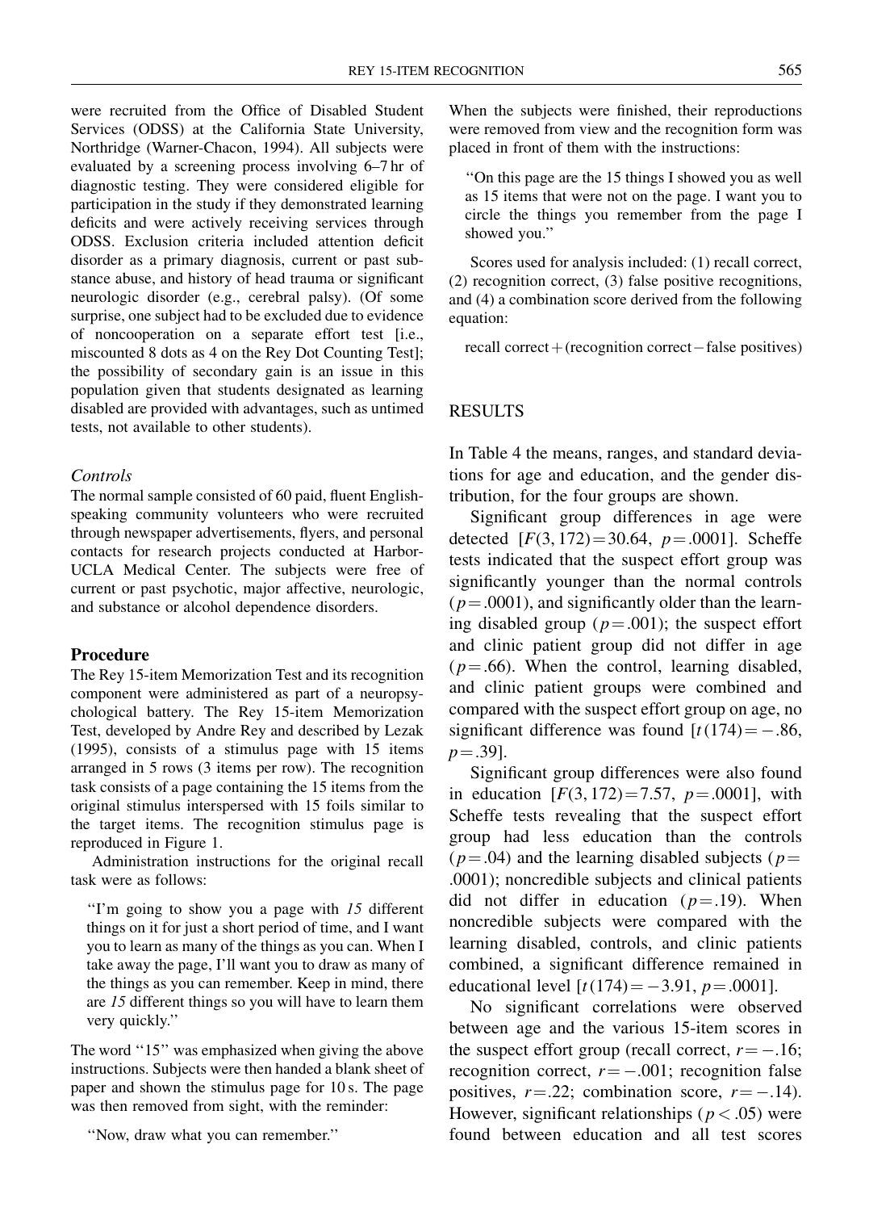were recruited from the Office of Disabled Student Services (ODSS) at the California State University, Northridge (Warner-Chacon, 1994). All subjects were evaluated by a screening process involving 6–7 hr of diagnostic testing. They were considered eligible for participation in the study if they demonstrated learning deficits and were actively receiving services through ODSS. Exclusion criteria included attention deficit disorder as a primary diagnosis, current or past substance abuse, and history of head trauma or significant neurologic disorder (e.g., cerebral palsy). (Of some surprise, one subject had to be excluded due to evidence of noncooperation on a separate effort test [i.e., miscounted 8 dots as 4 on the Rey Dot Counting Test]; the possibility of secondary gain is an issue in this population given that students designated as learning disabled are provided with advantages, such as untimed tests, not available to other students).

### *Controls*

The normal sample consisted of 60 paid, fluent English-speaking community volunteers who were recruited through newspaper advertisements, flyers, and personal contacts for research projects conducted at Harbor-UCLA Medical Center. The subjects were free of current or past psychotic, major affective, neurologic, and substance or alcohol dependence disorders.

### Procedure

The Rey 15-item Memorization Test and its recognition component were administered as part of a neuropsychological battery. The Rey 15-item Memorization Test, developed by Andre Rey and described by Lezak (1995), consists of a stimulus page with 15 items arranged in 5 rows (3 items per row). The recognition task consists of a page containing the 15 items from the original stimulus interspersed with 15 foils similar to the target items. The recognition stimulus page is reproduced in Figure 1.

Administration instructions for the original recall task were as follows:

> "I'm going to show you a page with *15* different things on it for just a short period of time, and I want you to learn as many of the things as you can. When I take away the page, I'll want you to draw as many of the things as you can remember. Keep in mind, there are *15* different things so you will have to learn them very quickly."

The word "15" was emphasized when giving the above instructions. Subjects were then handed a blank sheet of paper and shown the stimulus page for 10 s. The page was then removed from sight, with the reminder:

> "Now, draw what you can remember."

When the subjects were finished, their reproductions were removed from view and the recognition form was placed in front of them with the instructions:

> "On this page are the 15 things I showed you as well as 15 items that were not on the page. I want you to circle the things you remember from the page I showed you."

Scores used for analysis included: (1) recall correct, (2) recognition correct, (3) false positive recognitions, and (4) a combination score derived from the following equation:

recall correct + (recognition correct − false positives)

## RESULTS

In Table 4 the means, ranges, and standard deviations for age and education, and the gender distribution, for the four groups are shown.

Significant group differences in age were detected [$F(3, 172) = 30.64$, $p = .0001$]. Scheffe tests indicated that the suspect effort group was significantly younger than the normal controls ($p = .0001$), and significantly older than the learning disabled group ($p = .001$); the suspect effort and clinic patient group did not differ in age ($p = .66$). When the control, learning disabled, and clinic patient groups were combined and compared with the suspect effort group on age, no significant difference was found [$t(174) = -.86$, $p = .39$].

Significant group differences were also found in education [$F(3, 172) = 7.57$, $p = .0001$], with Scheffe tests revealing that the suspect effort group had less education than the controls ($p = .04$) and the learning disabled subjects ($p = .0001$); noncredible subjects and clinical patients did not differ in education ($p = .19$). When noncredible subjects were compared with the learning disabled, controls, and clinic patients combined, a significant difference remained in educational level [$t(174) = -3.91$, $p = .0001$].

No significant correlations were observed between age and the various 15-item scores in the suspect effort group (recall correct, $r = -.16$; recognition correct, $r = -.001$; recognition false positives, $r = .22$; combination score, $r = -.14$). However, significant relationships ($p < .05$) were found between education and all test scores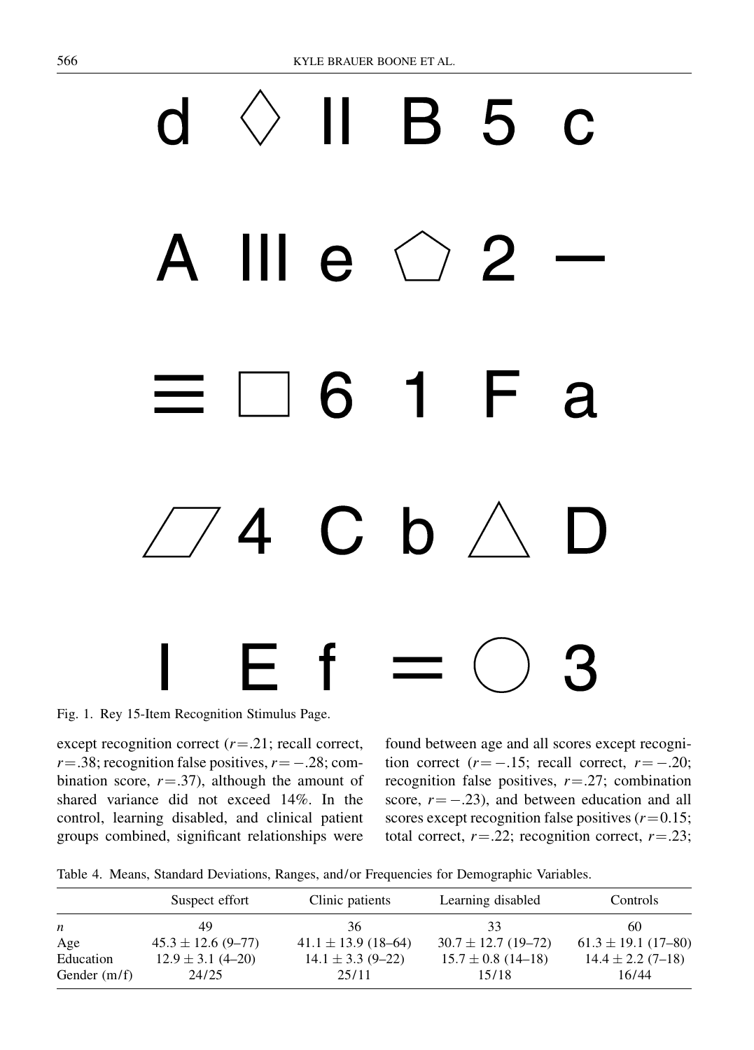d ◇ II B 5 c

A III e ⬠ 2 —

≡ □ 6 1 F a

▱ 4 C b △ D

I E f = ○ 3

Fig. 1. Rey 15-Item Recognition Stimulus Page.

except recognition correct ($r = .21$; recall correct, $r = .38$; recognition false positives, $r = -.28$; combination score, $r = .37$), although the amount of shared variance did not exceed 14%. In the control, learning disabled, and clinical patient groups combined, significant relationships were found between age and all scores except recognition correct ($r = -.15$; recall correct, $r = -.20$; recognition false positives, $r = .27$; combination score, $r = -.23$), and between education and all scores except recognition false positives ($r = 0.15$; total correct, $r = .22$; recognition correct, $r = .23$;

Table 4. Means, Standard Deviations, Ranges, and/or Frequencies for Demographic Variables.

| | Suspect effort | Clinic patients | Learning disabled | Controls |
|---|---|---|---|---|
| *n* | 49 | 36 | 33 | 60 |
| Age | 45.3 ± 12.6 (9–77) | 41.1 ± 13.9 (18–64) | 30.7 ± 12.7 (19–72) | 61.3 ± 19.1 (17–80) |
| Education | 12.9 ± 3.1 (4–20) | 14.1 ± 3.3 (9–22) | 15.7 ± 0.8 (14–18) | 14.4 ± 2.2 (7–18) |
| Gender (m/f) | 24/25 | 25/11 | 15/18 | 16/44 |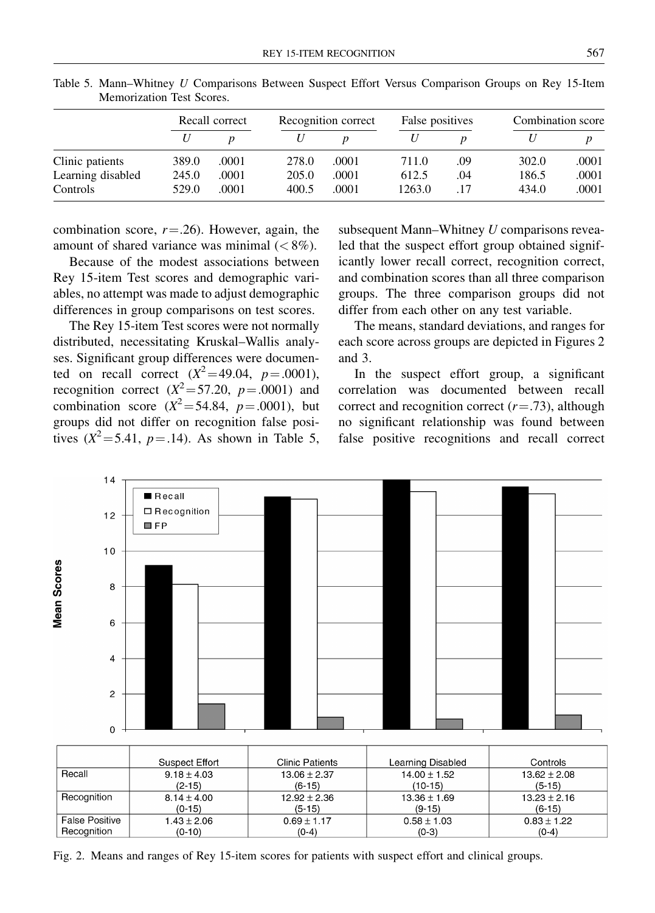Table 5. Mann–Whitney *U* Comparisons Between Suspect Effort Versus Comparison Groups on Rey 15-Item Memorization Test Scores.

| | Recall correct | | Recognition correct | | False positives | | Combination score | |
|---|---|---|---|---|---|---|---|---|
| | *U* | *p* | *U* | *p* | *U* | *p* | *U* | *p* |
| Clinic patients | 389.0 | .0001 | 278.0 | .0001 | 711.0 | .09 | 302.0 | .0001 |
| Learning disabled | 245.0 | .0001 | 205.0 | .0001 | 612.5 | .04 | 186.5 | .0001 |
| Controls | 529.0 | .0001 | 400.5 | .0001 | 1263.0 | .17 | 434.0 | .0001 |

combination score, $r = .26$). However, again, the amount of shared variance was minimal (< 8%).

Because of the modest associations between Rey 15-item Test scores and demographic variables, no attempt was made to adjust demographic differences in group comparisons on test scores.

The Rey 15-item Test scores were not normally distributed, necessitating Kruskal–Wallis analyses. Significant group differences were documented on recall correct ($X^2 = 49.04$, $p = .0001$), recognition correct ($X^2 = 57.20$, $p = .0001$) and combination score ($X^2 = 54.84$, $p = .0001$), but groups did not differ on recognition false positives ($X^2 = 5.41$, $p = .14$). As shown in Table 5, subsequent Mann–Whitney *U* comparisons revealed that the suspect effort group obtained significantly lower recall correct, recognition correct, and combination scores than all three comparison groups. The three comparison groups did not differ from each other on any test variable.

The means, standard deviations, and ranges for each score across groups are depicted in Figures 2 and 3.

In the suspect effort group, a significant correlation was documented between recall correct and recognition correct ($r = .73$), although no significant relationship was found between false positive recognitions and recall correct

| | Suspect Effort | Clinic Patients | Learning Disabled | Controls |
|---|---|---|---|---|
| Recall | 9.18 ± 4.03 (2-15) | 13.06 ± 2.37 (6-15) | 14.00 ± 1.52 (10-15) | 13.62 ± 2.08 (5-15) |
| Recognition | 8.14 ± 4.00 (0-15) | 12.92 ± 2.36 (5-15) | 13.36 ± 1.69 (9-15) | 13.23 ± 2.16 (6-15) |
| False Positive Recognition | 1.43 ± 2.06 (0-10) | 0.69 ± 1.17 (0-4) | 0.58 ± 1.03 (0-3) | 0.83 ± 1.22 (0-4) |

Fig. 2. Means and ranges of Rey 15-item scores for patients with suspect effort and clinical groups.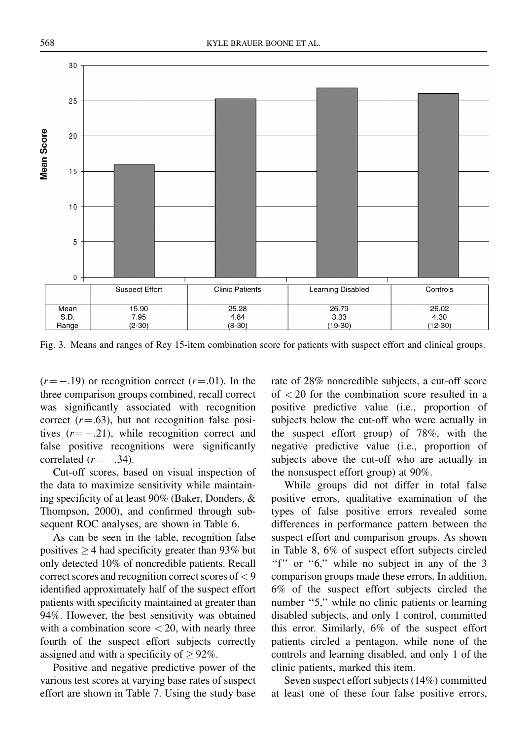| | Suspect Effort | Clinic Patients | Learning Disabled | Controls |
|---|---|---|---|---|
| Mean | 15.90 | 25.28 | 26.79 | 26.02 |
| S.D. | 7.95 | 4.84 | 3.33 | 4.30 |
| Range | (2-30) | (8-30) | (19-30) | (12-30) |

Fig. 3. Means and ranges of Rey 15-item combination score for patients with suspect effort and clinical groups.

($r = -.19$) or recognition correct ($r = .01$). In the three comparison groups combined, recall correct was significantly associated with recognition correct ($r = .63$), but not recognition false positives ($r = -.21$), while recognition correct and false positive recognitions were significantly correlated ($r = -.34$).

Cut-off scores, based on visual inspection of the data to maximize sensitivity while maintaining specificity of at least 90% (Baker, Donders, & Thompson, 2000), and confirmed through subsequent ROC analyses, are shown in Table 6.

As can be seen in the table, recognition false positives $\geq 4$ had specificity greater than 93% but only detected 10% of noncredible patients. Recall correct scores and recognition correct scores of $< 9$ identified approximately half of the suspect effort patients with specificity maintained at greater than 94%. However, the best sensitivity was obtained with a combination score $< 20$, with nearly three fourth of the suspect effort subjects correctly assigned and with a specificity of $\geq 92\%$.

Positive and negative predictive power of the various test scores at varying base rates of suspect effort are shown in Table 7. Using the study base rate of 28% noncredible subjects, a cut-off score of $< 20$ for the combination score resulted in a positive predictive value (i.e., proportion of subjects below the cut-off who were actually in the suspect effort group) of 78%, with the negative predictive value (i.e., proportion of subjects above the cut-off who are actually in the nonsuspect effort group) at 90%.

While groups did not differ in total false positive errors, qualitative examination of the types of false positive errors revealed some differences in performance pattern between the suspect effort and comparison groups. As shown in Table 8, 6% of suspect effort subjects circled "f" or "6," while no subject in any of the 3 comparison groups made these errors. In addition, 6% of the suspect effort subjects circled the number "5," while no clinic patients or learning disabled subjects, and only 1 control, committed this error. Similarly, 6% of the suspect effort patients circled a pentagon, while none of the controls and learning disabled, and only 1 of the clinic patients, marked this item.

Seven suspect effort subjects (14%) committed at least one of these four false positive errors,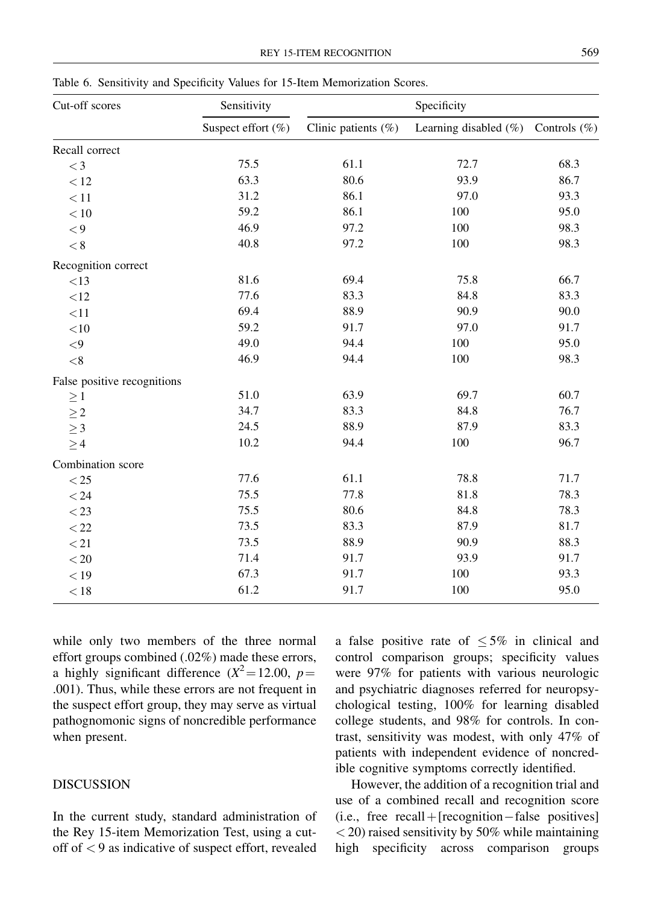Table 6. Sensitivity and Specificity Values for 15-Item Memorization Scores.

| Cut-off scores | Sensitivity | Specificity | | |
|---|---|---|---|---|
| | Suspect effort (%) | Clinic patients (%) | Learning disabled (%) | Controls (%) |
| Recall correct | | | | |
| < 3 | 75.5 | 61.1 | 72.7 | 68.3 |
| < 12 | 63.3 | 80.6 | 93.9 | 86.7 |
| < 11 | 31.2 | 86.1 | 97.0 | 93.3 |
| < 10 | 59.2 | 86.1 | 100 | 95.0 |
| < 9 | 46.9 | 97.2 | 100 | 98.3 |
| < 8 | 40.8 | 97.2 | 100 | 98.3 |
| Recognition correct | | | | |
| <13 | 81.6 | 69.4 | 75.8 | 66.7 |
| <12 | 77.6 | 83.3 | 84.8 | 83.3 |
| <11 | 69.4 | 88.9 | 90.9 | 90.0 |
| <10 | 59.2 | 91.7 | 97.0 | 91.7 |
| <9 | 49.0 | 94.4 | 100 | 95.0 |
| <8 | 46.9 | 94.4 | 100 | 98.3 |
| False positive recognitions | | | | |
| ≥ 1 | 51.0 | 63.9 | 69.7 | 60.7 |
| ≥ 2 | 34.7 | 83.3 | 84.8 | 76.7 |
| ≥ 3 | 24.5 | 88.9 | 87.9 | 83.3 |
| ≥ 4 | 10.2 | 94.4 | 100 | 96.7 |
| Combination score | | | | |
| < 25 | 77.6 | 61.1 | 78.8 | 71.7 |
| < 24 | 75.5 | 77.8 | 81.8 | 78.3 |
| < 23 | 75.5 | 80.6 | 84.8 | 78.3 |
| < 22 | 73.5 | 83.3 | 87.9 | 81.7 |
| < 21 | 73.5 | 88.9 | 90.9 | 88.3 |
| < 20 | 71.4 | 91.7 | 93.9 | 91.7 |
| < 19 | 67.3 | 91.7 | 100 | 93.3 |
| < 18 | 61.2 | 91.7 | 100 | 95.0 |

while only two members of the three normal effort groups combined (.02%) made these errors, a highly significant difference ($X^2 = 12.00$, $p = .001$). Thus, while these errors are not frequent in the suspect effort group, they may serve as virtual pathognomonic signs of noncredible performance when present.

## DISCUSSION

In the current study, standard administration of the Rey 15-item Memorization Test, using a cut-off of < 9 as indicative of suspect effort, revealed a false positive rate of ≤ 5% in clinical and control comparison groups; specificity values were 97% for patients with various neurologic and psychiatric diagnoses referred for neuropsychological testing, 100% for learning disabled college students, and 98% for controls. In contrast, sensitivity was modest, with only 47% of patients with independent evidence of noncredible cognitive symptoms correctly identified.

However, the addition of a recognition trial and use of a combined recall and recognition score (i.e., free recall + [recognition − false positives] < 20) raised sensitivity by 50% while maintaining high specificity across comparison groups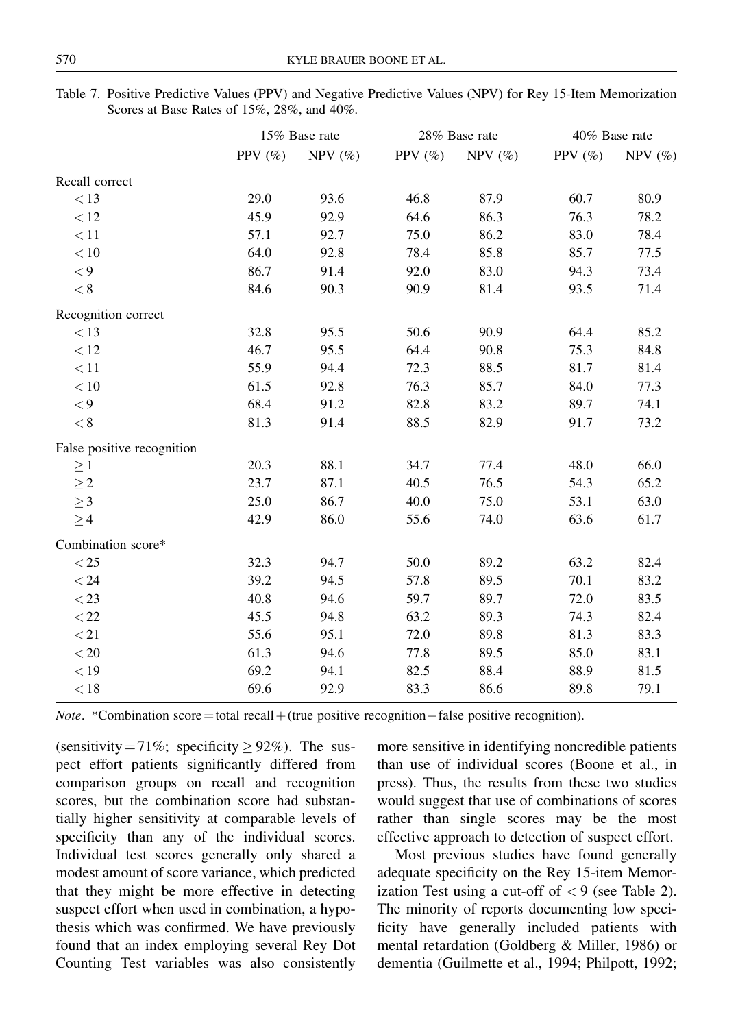Table 7. Positive Predictive Values (PPV) and Negative Predictive Values (NPV) for Rey 15-Item Memorization Scores at Base Rates of 15%, 28%, and 40%.

| | 15% Base rate | | 28% Base rate | | 40% Base rate | |
|---|---|---|---|---|---|---|
| | PPV (%) | NPV (%) | PPV (%) | NPV (%) | PPV (%) | NPV (%) |
| Recall correct | | | | | | |
| < 13 | 29.0 | 93.6 | 46.8 | 87.9 | 60.7 | 80.9 |
| < 12 | 45.9 | 92.9 | 64.6 | 86.3 | 76.3 | 78.2 |
| < 11 | 57.1 | 92.7 | 75.0 | 86.2 | 83.0 | 78.4 |
| < 10 | 64.0 | 92.8 | 78.4 | 85.8 | 85.7 | 77.5 |
| < 9 | 86.7 | 91.4 | 92.0 | 83.0 | 94.3 | 73.4 |
| < 8 | 84.6 | 90.3 | 90.9 | 81.4 | 93.5 | 71.4 |
| Recognition correct | | | | | | |
| < 13 | 32.8 | 95.5 | 50.6 | 90.9 | 64.4 | 85.2 |
| < 12 | 46.7 | 95.5 | 64.4 | 90.8 | 75.3 | 84.8 |
| < 11 | 55.9 | 94.4 | 72.3 | 88.5 | 81.7 | 81.4 |
| < 10 | 61.5 | 92.8 | 76.3 | 85.7 | 84.0 | 77.3 |
| < 9 | 68.4 | 91.2 | 82.8 | 83.2 | 89.7 | 74.1 |
| < 8 | 81.3 | 91.4 | 88.5 | 82.9 | 91.7 | 73.2 |
| False positive recognition | | | | | | |
| ≥ 1 | 20.3 | 88.1 | 34.7 | 77.4 | 48.0 | 66.0 |
| ≥ 2 | 23.7 | 87.1 | 40.5 | 76.5 | 54.3 | 65.2 |
| ≥ 3 | 25.0 | 86.7 | 40.0 | 75.0 | 53.1 | 63.0 |
| ≥ 4 | 42.9 | 86.0 | 55.6 | 74.0 | 63.6 | 61.7 |
| Combination score* | | | | | | |
| < 25 | 32.3 | 94.7 | 50.0 | 89.2 | 63.2 | 82.4 |
| < 24 | 39.2 | 94.5 | 57.8 | 89.5 | 70.1 | 83.2 |
| < 23 | 40.8 | 94.6 | 59.7 | 89.7 | 72.0 | 83.5 |
| < 22 | 45.5 | 94.8 | 63.2 | 89.3 | 74.3 | 82.4 |
| < 21 | 55.6 | 95.1 | 72.0 | 89.8 | 81.3 | 83.3 |
| < 20 | 61.3 | 94.6 | 77.8 | 89.5 | 85.0 | 83.1 |
| < 19 | 69.2 | 94.1 | 82.5 | 88.4 | 88.9 | 81.5 |
| < 18 | 69.6 | 92.9 | 83.3 | 86.6 | 89.8 | 79.1 |

*Note*. *Combination score = total recall + (true positive recognition − false positive recognition).

(sensitivity = 71%; specificity ≥ 92%). The suspect effort patients significantly differed from comparison groups on recall and recognition scores, but the combination score had substantially higher sensitivity at comparable levels of specificity than any of the individual scores. Individual test scores generally only shared a modest amount of score variance, which predicted that they might be more effective in detecting suspect effort when used in combination, a hypothesis which was confirmed. We have previously found that an index employing several Rey Dot Counting Test variables was also consistently more sensitive in identifying noncredible patients than use of individual scores (Boone et al., in press). Thus, the results from these two studies would suggest that use of combinations of scores rather than single scores may be the most effective approach to detection of suspect effort.

Most previous studies have found generally adequate specificity on the Rey 15-item Memorization Test using a cut-off of < 9 (see Table 2). The minority of reports documenting low specificity have generally included patients with mental retardation (Goldberg & Miller, 1986) or dementia (Guilmette et al., 1994; Philpott, 1992;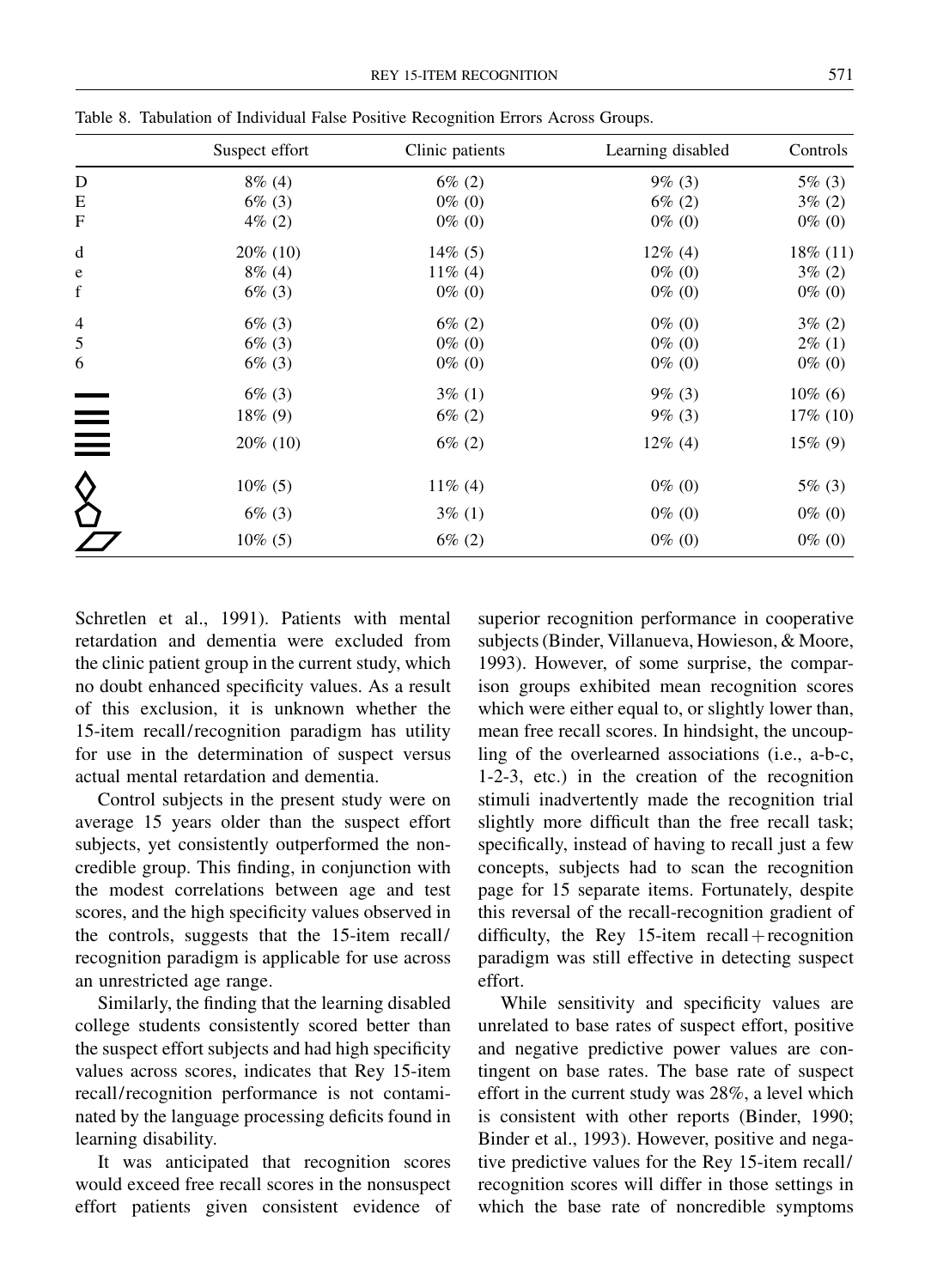Table 8. Tabulation of Individual False Positive Recognition Errors Across Groups.

| | Suspect effort | Clinic patients | Learning disabled | Controls |
|---|---|---|---|---|
| D | 8% (4) | 6% (2) | 9% (3) | 5% (3) |
| E | 6% (3) | 0% (0) | 6% (2) | 3% (2) |
| F | 4% (2) | 0% (0) | 0% (0) | 0% (0) |
| d | 20% (10) | 14% (5) | 12% (4) | 18% (11) |
| e | 8% (4) | 11% (4) | 0% (0) | 3% (2) |
| f | 6% (3) | 0% (0) | 0% (0) | 0% (0) |
| 4 | 6% (3) | 6% (2) | 0% (0) | 3% (2) |
| 5 | 6% (3) | 0% (0) | 0% (0) | 2% (1) |
| 6 | 6% (3) | 0% (0) | 0% (0) | 0% (0) |
| — | 6% (3) | 3% (1) | 9% (3) | 10% (6) |
| ≣ | 18% (9) | 6% (2) | 9% (3) | 17% (10) |
| ≣ | 20% (10) | 6% (2) | 12% (4) | 15% (9) |
| ◇ | 10% (5) | 11% (4) | 0% (0) | 5% (3) |
| ⬠ | 6% (3) | 3% (1) | 0% (0) | 0% (0) |
| ▱ | 10% (5) | 6% (2) | 0% (0) | 0% (0) |

Schretlen et al., 1991). Patients with mental retardation and dementia were excluded from the clinic patient group in the current study, which no doubt enhanced specificity values. As a result of this exclusion, it is unknown whether the 15-item recall/recognition paradigm has utility for use in the determination of suspect versus actual mental retardation and dementia.

Control subjects in the present study were on average 15 years older than the suspect effort subjects, yet consistently outperformed the noncredible group. This finding, in conjunction with the modest correlations between age and test scores, and the high specificity values observed in the controls, suggests that the 15-item recall/recognition paradigm is applicable for use across an unrestricted age range.

Similarly, the finding that the learning disabled college students consistently scored better than the suspect effort subjects and had high specificity values across scores, indicates that Rey 15-item recall/recognition performance is not contaminated by the language processing deficits found in learning disability.

It was anticipated that recognition scores would exceed free recall scores in the nonsuspect effort patients given consistent evidence of superior recognition performance in cooperative subjects (Binder, Villanueva, Howieson, & Moore, 1993). However, of some surprise, the comparison groups exhibited mean recognition scores which were either equal to, or slightly lower than, mean free recall scores. In hindsight, the uncoupling of the overlearned associations (i.e., a-b-c, 1-2-3, etc.) in the creation of the recognition stimuli inadvertently made the recognition trial slightly more difficult than the free recall task; specifically, instead of having to recall just a few concepts, subjects had to scan the recognition page for 15 separate items. Fortunately, despite this reversal of the recall-recognition gradient of difficulty, the Rey 15-item recall + recognition paradigm was still effective in detecting suspect effort.

While sensitivity and specificity values are unrelated to base rates of suspect effort, positive and negative predictive power values are contingent on base rates. The base rate of suspect effort in the current study was 28%, a level which is consistent with other reports (Binder, 1990; Binder et al., 1993). However, positive and negative predictive values for the Rey 15-item recall/recognition scores will differ in those settings in which the base rate of noncredible symptoms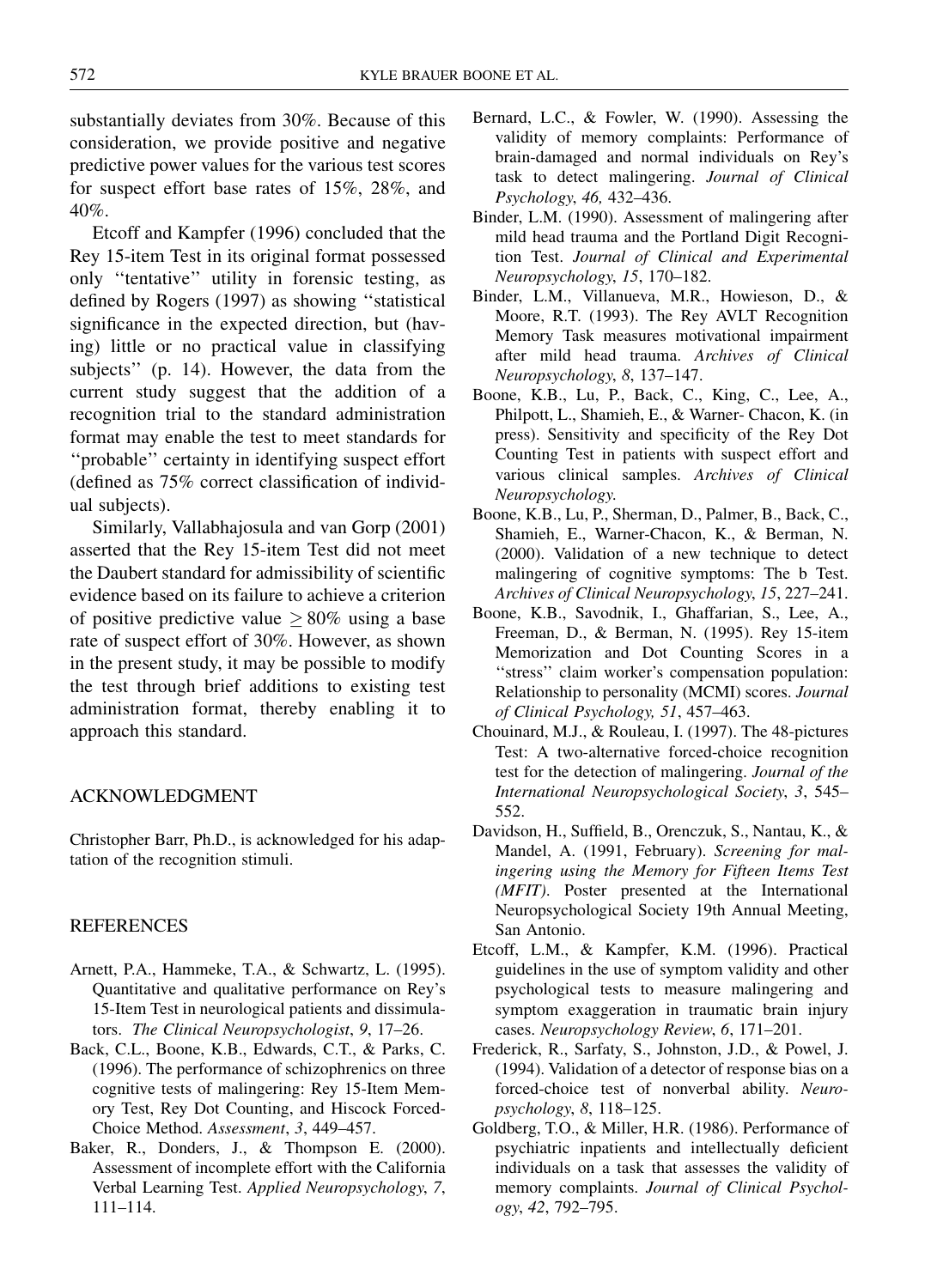substantially deviates from 30%. Because of this consideration, we provide positive and negative predictive power values for the various test scores for suspect effort base rates of 15%, 28%, and 40%.

Etcoff and Kampfer (1996) concluded that the Rey 15-item Test in its original format possessed only ''tentative'' utility in forensic testing, as defined by Rogers (1997) as showing ''statistical significance in the expected direction, but (having) little or no practical value in classifying subjects'' (p. 14). However, the data from the current study suggest that the addition of a recognition trial to the standard administration format may enable the test to meet standards for ''probable'' certainty in identifying suspect effort (defined as 75% correct classification of individual subjects).

Similarly, Vallabhajosula and van Gorp (2001) asserted that the Rey 15-item Test did not meet the Daubert standard for admissibility of scientific evidence based on its failure to achieve a criterion of positive predictive value $\geq 80\%$ using a base rate of suspect effort of 30%. However, as shown in the present study, it may be possible to modify the test through brief additions to existing test administration format, thereby enabling it to approach this standard.

## ACKNOWLEDGMENT

Christopher Barr, Ph.D., is acknowledged for his adaptation of the recognition stimuli.

## REFERENCES

Arnett, P.A., Hammeke, T.A., & Schwartz, L. (1995). Quantitative and qualitative performance on Rey's 15-Item Test in neurological patients and dissimulators. *The Clinical Neuropsychologist*, *9*, 17–26.

Back, C.L., Boone, K.B., Edwards, C.T., & Parks, C. (1996). The performance of schizophrenics on three cognitive tests of malingering: Rey 15-Item Memory Test, Rey Dot Counting, and Hiscock Forced-Choice Method. *Assessment*, *3*, 449–457.

Baker, R., Donders, J., & Thompson E. (2000). Assessment of incomplete effort with the California Verbal Learning Test. *Applied Neuropsychology*, *7*, 111–114.

Bernard, L.C., & Fowler, W. (1990). Assessing the validity of memory complaints: Performance of brain-damaged and normal individuals on Rey's task to detect malingering. *Journal of Clinical Psychology*, *46,* 432–436.

Binder, L.M. (1990). Assessment of malingering after mild head trauma and the Portland Digit Recognition Test. *Journal of Clinical and Experimental Neuropsychology*, *15*, 170–182.

Binder, L.M., Villanueva, M.R., Howieson, D., & Moore, R.T. (1993). The Rey AVLT Recognition Memory Task measures motivational impairment after mild head trauma. *Archives of Clinical Neuropsychology*, *8*, 137–147.

Boone, K.B., Lu, P., Back, C., King, C., Lee, A., Philpott, L., Shamieh, E., & Warner- Chacon, K. (in press). Sensitivity and specificity of the Rey Dot Counting Test in patients with suspect effort and various clinical samples. *Archives of Clinical Neuropsychology.*

Boone, K.B., Lu, P., Sherman, D., Palmer, B., Back, C., Shamieh, E., Warner-Chacon, K., & Berman, N. (2000). Validation of a new technique to detect malingering of cognitive symptoms: The b Test. *Archives of Clinical Neuropsychology*, *15*, 227–241.

Boone, K.B., Savodnik, I., Ghaffarian, S., Lee, A., Freeman, D., & Berman, N. (1995). Rey 15-item Memorization and Dot Counting Scores in a ''stress'' claim worker's compensation population: Relationship to personality (MCMI) scores. *Journal of Clinical Psychology, 51*, 457–463.

Chouinard, M.J., & Rouleau, I. (1997). The 48-pictures Test: A two-alternative forced-choice recognition test for the detection of malingering. *Journal of the International Neuropsychological Society*, *3*, 545–552.

Davidson, H., Suffield, B., Orenczuk, S., Nantau, K., & Mandel, A. (1991, February). *Screening for malingering using the Memory for Fifteen Items Test (MFIT)*. Poster presented at the International Neuropsychological Society 19th Annual Meeting, San Antonio.

Etcoff, L.M., & Kampfer, K.M. (1996). Practical guidelines in the use of symptom validity and other psychological tests to measure malingering and symptom exaggeration in traumatic brain injury cases. *Neuropsychology Review*, *6*, 171–201.

Frederick, R., Sarfaty, S., Johnston, J.D., & Powel, J. (1994). Validation of a detector of response bias on a forced-choice test of nonverbal ability. *Neuropsychology*, *8*, 118–125.

Goldberg, T.O., & Miller, H.R. (1986). Performance of psychiatric inpatients and intellectually deficient individuals on a task that assesses the validity of memory complaints. *Journal of Clinical Psychology*, *42*, 792–795.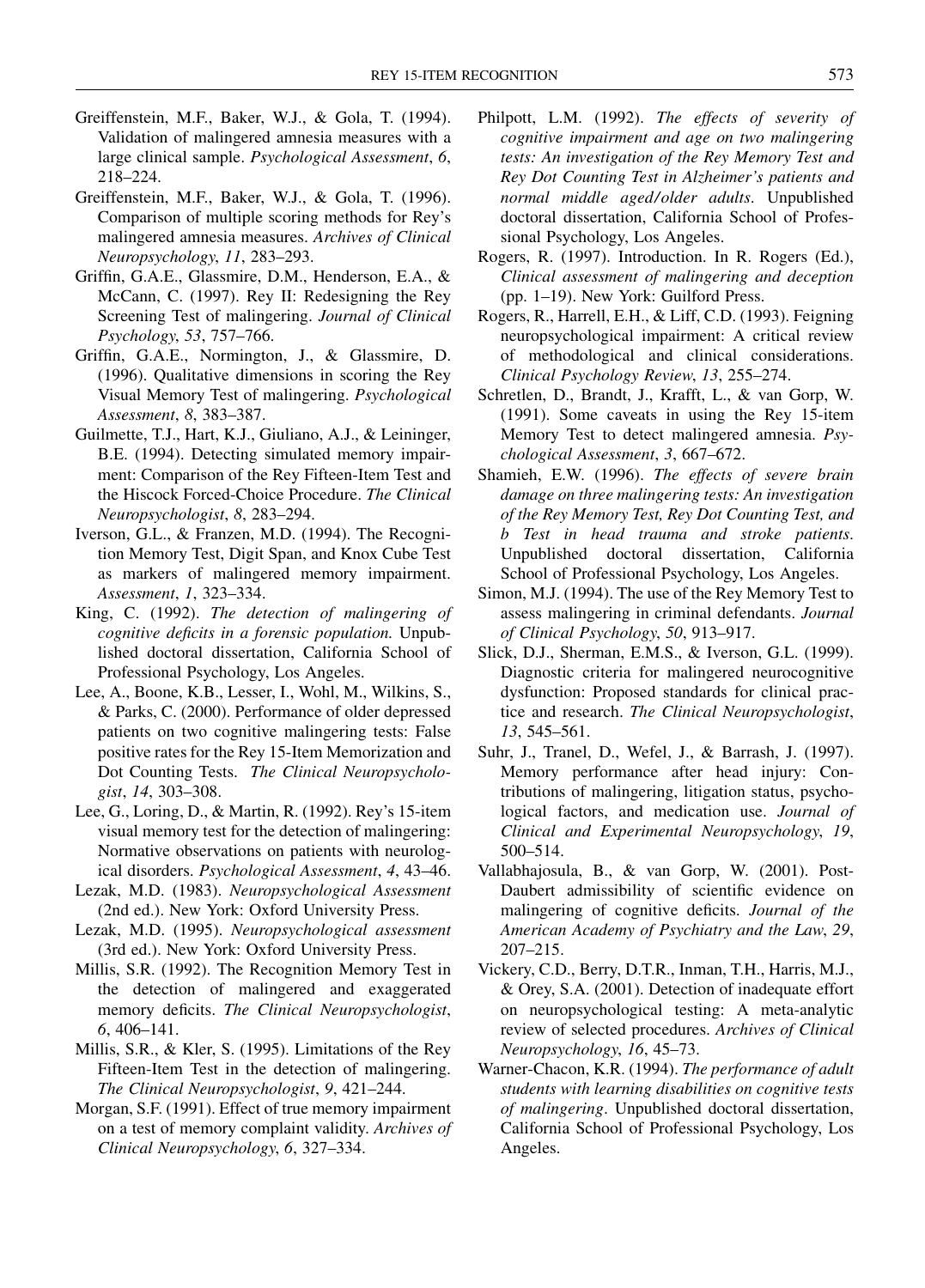Greiffenstein, M.F., Baker, W.J., & Gola, T. (1994). Validation of malingered amnesia measures with a large clinical sample. *Psychological Assessment*, *6*, 218–224.

Greiffenstein, M.F., Baker, W.J., & Gola, T. (1996). Comparison of multiple scoring methods for Rey's malingered amnesia measures. *Archives of Clinical Neuropsychology*, *11*, 283–293.

Griffin, G.A.E., Glassmire, D.M., Henderson, E.A., & McCann, C. (1997). Rey II: Redesigning the Rey Screening Test of malingering. *Journal of Clinical Psychology*, *53*, 757–766.

Griffin, G.A.E., Normington, J., & Glassmire, D. (1996). Qualitative dimensions in scoring the Rey Visual Memory Test of malingering. *Psychological Assessment*, *8*, 383–387.

Guilmette, T.J., Hart, K.J., Giuliano, A.J., & Leininger, B.E. (1994). Detecting simulated memory impairment: Comparison of the Rey Fifteen-Item Test and the Hiscock Forced-Choice Procedure. *The Clinical Neuropsychologist*, *8*, 283–294.

Iverson, G.L., & Franzen, M.D. (1994). The Recognition Memory Test, Digit Span, and Knox Cube Test as markers of malingered memory impairment. *Assessment*, *1*, 323–334.

King, C. (1992). *The detection of malingering of cognitive deficits in a forensic population.* Unpublished doctoral dissertation, California School of Professional Psychology, Los Angeles.

Lee, A., Boone, K.B., Lesser, I., Wohl, M., Wilkins, S., & Parks, C. (2000). Performance of older depressed patients on two cognitive malingering tests: False positive rates for the Rey 15-Item Memorization and Dot Counting Tests. *The Clinical Neuropsychologist*, *14*, 303–308.

Lee, G., Loring, D., & Martin, R. (1992). Rey's 15-item visual memory test for the detection of malingering: Normative observations on patients with neurological disorders. *Psychological Assessment*, *4*, 43–46.

Lezak, M.D. (1983). *Neuropsychological Assessment* (2nd ed.). New York: Oxford University Press.

Lezak, M.D. (1995). *Neuropsychological assessment* (3rd ed.). New York: Oxford University Press.

Millis, S.R. (1992). The Recognition Memory Test in the detection of malingered and exaggerated memory deficits. *The Clinical Neuropsychologist*, *6*, 406–141.

Millis, S.R., & Kler, S. (1995). Limitations of the Rey Fifteen-Item Test in the detection of malingering. *The Clinical Neuropsychologist*, *9*, 421–244.

Morgan, S.F. (1991). Effect of true memory impairment on a test of memory complaint validity. *Archives of Clinical Neuropsychology*, *6*, 327–334.

Philpott, L.M. (1992). *The effects of severity of cognitive impairment and age on two malingering tests: An investigation of the Rey Memory Test and Rey Dot Counting Test in Alzheimer's patients and normal middle aged/older adults*. Unpublished doctoral dissertation, California School of Professional Psychology, Los Angeles.

Rogers, R. (1997). Introduction. In R. Rogers (Ed.), *Clinical assessment of malingering and deception* (pp. 1–19). New York: Guilford Press.

Rogers, R., Harrell, E.H., & Liff, C.D. (1993). Feigning neuropsychological impairment: A critical review of methodological and clinical considerations. *Clinical Psychology Review*, *13*, 255–274.

Schretlen, D., Brandt, J., Krafft, L., & van Gorp, W. (1991). Some caveats in using the Rey 15-item Memory Test to detect malingered amnesia. *Psychological Assessment*, *3*, 667–672.

Shamieh, E.W. (1996). *The effects of severe brain damage on three malingering tests: An investigation of the Rey Memory Test, Rey Dot Counting Test, and b Test in head trauma and stroke patients*. Unpublished doctoral dissertation, California School of Professional Psychology, Los Angeles.

Simon, M.J. (1994). The use of the Rey Memory Test to assess malingering in criminal defendants. *Journal of Clinical Psychology*, *50*, 913–917.

Slick, D.J., Sherman, E.M.S., & Iverson, G.L. (1999). Diagnostic criteria for malingered neurocognitive dysfunction: Proposed standards for clinical practice and research. *The Clinical Neuropsychologist*, *13*, 545–561.

Suhr, J., Tranel, D., Wefel, J., & Barrash, J. (1997). Memory performance after head injury: Contributions of malingering, litigation status, psychological factors, and medication use. *Journal of Clinical and Experimental Neuropsychology*, *19*, 500–514.

Vallabhajosula, B., & van Gorp, W. (2001). Post-Daubert admissibility of scientific evidence on malingering of cognitive deficits. *Journal of the American Academy of Psychiatry and the Law*, *29*, 207–215.

Vickery, C.D., Berry, D.T.R., Inman, T.H., Harris, M.J., & Orey, S.A. (2001). Detection of inadequate effort on neuropsychological testing: A meta-analytic review of selected procedures. *Archives of Clinical Neuropsychology*, *16*, 45–73.

Warner-Chacon, K.R. (1994). *The performance of adult students with learning disabilities on cognitive tests of malingering*. Unpublished doctoral dissertation, California School of Professional Psychology, Los Angeles.